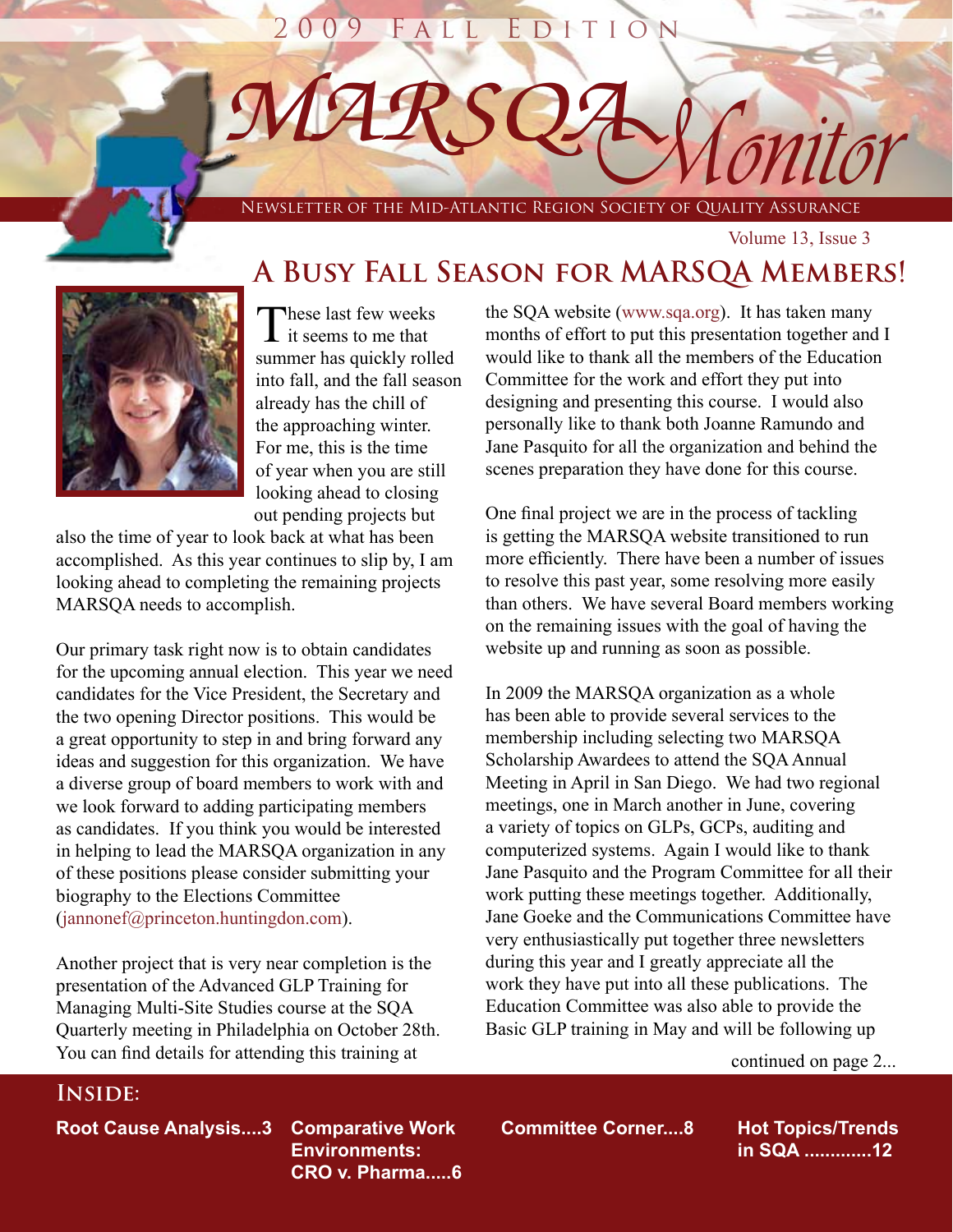2009 Fall Edition

# MARSQA Monitor

Newsletter of the Mid-Atlantic Region Society of Quality Assurance

Volume 13, Issue 3

## A Busy Fall Season for MARSQA Members!

These last few weeks it seems to me that summer has quickly rolled into fall, and the fall season already has the chill of the approaching winter. For me, this is the time of year when you are still looking ahead to closing out pending projects but also the time of year to look back at what has been accomplished. As this year continues to slip by, I am looking ahead to completing the remaining projects MARSQA needs to accomplish.

Our primary task right now is to obtain candidates for the upcoming annual election. This year we need candidates for the Vice President, the Secretary and the two opening Director positions. This would be a great opportunity to step in and bring forward any ideas and suggestion for this organization. We have a diverse group of board members to work with and we look forward to adding participating members as candidates. If you think you would be interested in helping to lead the MARSQA organization in any of these positions please consider submitting your biography to the Elections Committee (jannonef@princeton.huntingdon.com).

Another project that is very near completion is the presentation of the Advanced GLP Training for Managing Multi-Site Studies course at the SQA Quarterly meeting in Philadelphia on October 28th. You can find details for attending this training at the SQA website (www.sqa.org). It has taken many months of effort to put this presentation together and I would like to thank all the members of the Education Committee for the work and effort they put into designing and presenting this course. I would also personally like to thank both Joanne Ramundo and Jane Pasquito for all the organization and behind the scenes preparation they have done for this course.

One final project we are in the process of tackling is getting the MARSQA website transitioned to run more efficiently. There have been a number of issues to resolve this past year, some resolving more easily than others. We have several Board members working on the remaining issues with the goal of having the website up and running as soon as possible.

In 2009 the MARSQA organization as a whole has been able to provide several services to the membership including selecting two MARSQA Scholarship Awardees to attend the SQA Annual Meeting in April in San Diego. We had two regional meetings, one in March another in June, covering a variety of topics on GLPs, GCPs, auditing and computerized systems. Again I would like to thank Jane Pasquito and the Program Committee for all their work putting these meetings together. Additionally, Jane Goeke and the Communications Committee have very enthusiastically put together three newsletters during this year and I greatly appreciate all the work they have put into all these publications. The Education Committee was also able to provide the Basic GLP training in May and will be following up

continued on page 2...

**Inside:**

- **Root Cause Analysis....3**
- **Comparative Work Environments: CRO v. Pharma.....6**
- **Committee Corner....8**
- **Hot Topics/Trends in SQA .............12**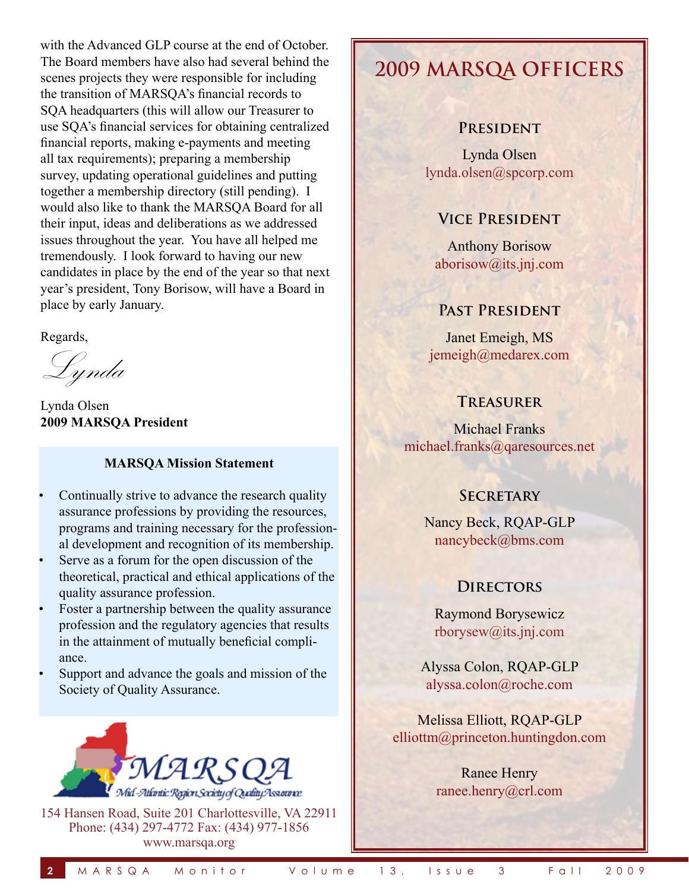with the Advanced GLP course at the end of October. The Board members have also had several behind the scenes projects they were responsible for including the transition of MARSQA's financial records to SQA headquarters (this will allow our Treasurer to use SQA's financial services for obtaining centralized financial reports, making e-payments and meeting all tax requirements); preparing a membership survey, updating operational guidelines and putting together a membership directory (still pending). I would also like to thank the MARSQA Board for all their input, ideas and deliberations as we addressed issues throughout the year. You have all helped me tremendously. I look forward to having our new candidates in place by the end of the year so that next year's president, Tony Borisow, will have a Board in place by early January.

Regards,

*Lynda*

Lynda Olsen
**2009 MARSQA President**

**MARSQA Mission Statement**

- Continually strive to advance the research quality assurance professions by providing the resources, programs and training necessary for the professional development and recognition of its membership.
- Serve as a forum for the open discussion of the theoretical, practical and ethical applications of the quality assurance profession.
- Foster a partnership between the quality assurance profession and the regulatory agencies that results in the attainment of mutually beneficial compliance.
- Support and advance the goals and mission of the Society of Quality Assurance.

MARSQA
Mid-Atlantic Region Society of Quality Assurance

154 Hansen Road, Suite 201 Charlottesville, VA 22911
Phone: (434) 297-4772 Fax: (434) 977-1856
www.marsqa.org

## 2009 MARSQA Officers

### President

Lynda Olsen
lynda.olsen@spcorp.com

### Vice President

Anthony Borisow
aborisow@its.jnj.com

### Past President

Janet Emeigh, MS
jemeigh@medarex.com

### Treasurer

Michael Franks
michael.franks@qaresources.net

### Secretary

Nancy Beck, RQAP-GLP
nancybeck@bms.com

### Directors

Raymond Borysewicz
rborysew@its.jnj.com

Alyssa Colon, RQAP-GLP
alyssa.colon@roche.com

Melissa Elliott, RQAP-GLP
elliottm@princeton.huntingdon.com

Ranee Henry
ranee.henry@crl.com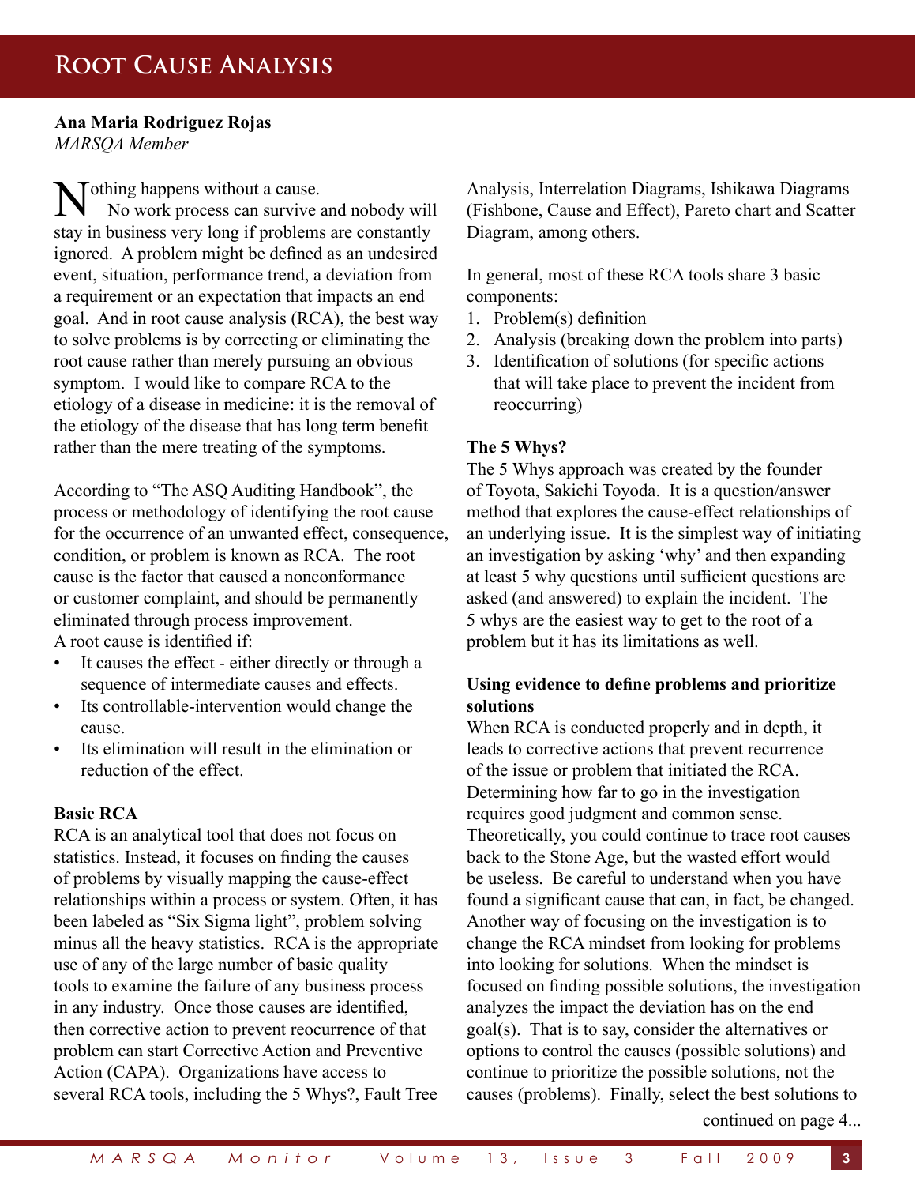# Root Cause Analysis

**Ana Maria Rodriguez Rojas**
*MARSQA Member*

Nothing happens without a cause.

No work process can survive and nobody will stay in business very long if problems are constantly ignored. A problem might be defined as an undesired event, situation, performance trend, a deviation from a requirement or an expectation that impacts an end goal. And in root cause analysis (RCA), the best way to solve problems is by correcting or eliminating the root cause rather than merely pursuing an obvious symptom. I would like to compare RCA to the etiology of a disease in medicine: it is the removal of the etiology of the disease that has long term benefit rather than the mere treating of the symptoms.

According to "The ASQ Auditing Handbook", the process or methodology of identifying the root cause for the occurrence of an unwanted effect, consequence, condition, or problem is known as RCA. The root cause is the factor that caused a nonconformance or customer complaint, and should be permanently eliminated through process improvement.
A root cause is identified if:

- It causes the effect - either directly or through a sequence of intermediate causes and effects.
- Its controllable-intervention would change the cause.
- Its elimination will result in the elimination or reduction of the effect.

**Basic RCA**

RCA is an analytical tool that does not focus on statistics. Instead, it focuses on finding the causes of problems by visually mapping the cause-effect relationships within a process or system. Often, it has been labeled as "Six Sigma light", problem solving minus all the heavy statistics. RCA is the appropriate use of any of the large number of basic quality tools to examine the failure of any business process in any industry. Once those causes are identified, then corrective action to prevent reoccurrence of that problem can start Corrective Action and Preventive Action (CAPA). Organizations have access to several RCA tools, including the 5 Whys?, Fault Tree Analysis, Interrelation Diagrams, Ishikawa Diagrams (Fishbone, Cause and Effect), Pareto chart and Scatter Diagram, among others.

In general, most of these RCA tools share 3 basic components:

1. Problem(s) definition
2. Analysis (breaking down the problem into parts)
3. Identification of solutions (for specific actions that will take place to prevent the incident from reoccurring)

**The 5 Whys?**

The 5 Whys approach was created by the founder of Toyota, Sakichi Toyoda. It is a question/answer method that explores the cause-effect relationships of an underlying issue. It is the simplest way of initiating an investigation by asking 'why' and then expanding at least 5 why questions until sufficient questions are asked (and answered) to explain the incident. The 5 whys are the easiest way to get to the root of a problem but it has its limitations as well.

**Using evidence to define problems and prioritize solutions**

When RCA is conducted properly and in depth, it leads to corrective actions that prevent recurrence of the issue or problem that initiated the RCA. Determining how far to go in the investigation requires good judgment and common sense. Theoretically, you could continue to trace root causes back to the Stone Age, but the wasted effort would be useless. Be careful to understand when you have found a significant cause that can, in fact, be changed. Another way of focusing on the investigation is to change the RCA mindset from looking for problems into looking for solutions. When the mindset is focused on finding possible solutions, the investigation analyzes the impact the deviation has on the end goal(s). That is to say, consider the alternatives or options to control the causes (possible solutions) and continue to prioritize the possible solutions, not the causes (problems). Finally, select the best solutions to

continued on page 4...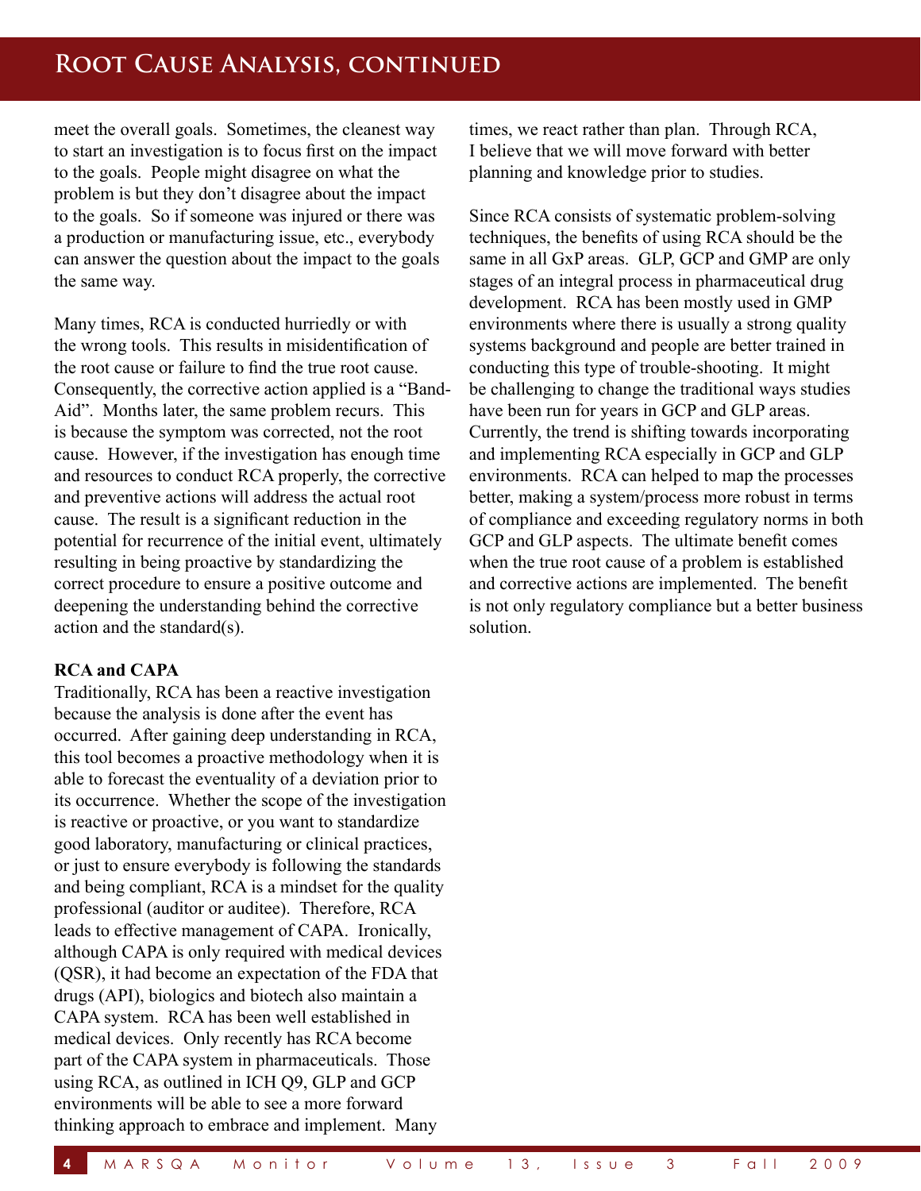meet the overall goals. Sometimes, the cleanest way to start an investigation is to focus first on the impact to the goals. People might disagree on what the problem is but they don't disagree about the impact to the goals. So if someone was injured or there was a production or manufacturing issue, etc., everybody can answer the question about the impact to the goals the same way.

Many times, RCA is conducted hurriedly or with the wrong tools. This results in misidentification of the root cause or failure to find the true root cause. Consequently, the corrective action applied is a "Band-Aid". Months later, the same problem recurs. This is because the symptom was corrected, not the root cause. However, if the investigation has enough time and resources to conduct RCA properly, the corrective and preventive actions will address the actual root cause. The result is a significant reduction in the potential for recurrence of the initial event, ultimately resulting in being proactive by standardizing the correct procedure to ensure a positive outcome and deepening the understanding behind the corrective action and the standard(s).

**RCA and CAPA**

Traditionally, RCA has been a reactive investigation because the analysis is done after the event has occurred. After gaining deep understanding in RCA, this tool becomes a proactive methodology when it is able to forecast the eventuality of a deviation prior to its occurrence. Whether the scope of the investigation is reactive or proactive, or you want to standardize good laboratory, manufacturing or clinical practices, or just to ensure everybody is following the standards and being compliant, RCA is a mindset for the quality professional (auditor or auditee). Therefore, RCA leads to effective management of CAPA. Ironically, although CAPA is only required with medical devices (QSR), it had become an expectation of the FDA that drugs (API), biologics and biotech also maintain a CAPA system. RCA has been well established in medical devices. Only recently has RCA become part of the CAPA system in pharmaceuticals. Those using RCA, as outlined in ICH Q9, GLP and GCP environments will be able to see a more forward thinking approach to embrace and implement. Many times, we react rather than plan. Through RCA, I believe that we will move forward with better planning and knowledge prior to studies.

Since RCA consists of systematic problem-solving techniques, the benefits of using RCA should be the same in all GxP areas. GLP, GCP and GMP are only stages of an integral process in pharmaceutical drug development. RCA has been mostly used in GMP environments where there is usually a strong quality systems background and people are better trained in conducting this type of trouble-shooting. It might be challenging to change the traditional ways studies have been run for years in GCP and GLP areas. Currently, the trend is shifting towards incorporating and implementing RCA especially in GCP and GLP environments. RCA can helped to map the processes better, making a system/process more robust in terms of compliance and exceeding regulatory norms in both GCP and GLP aspects. The ultimate benefit comes when the true root cause of a problem is established and corrective actions are implemented. The benefit is not only regulatory compliance but a better business solution.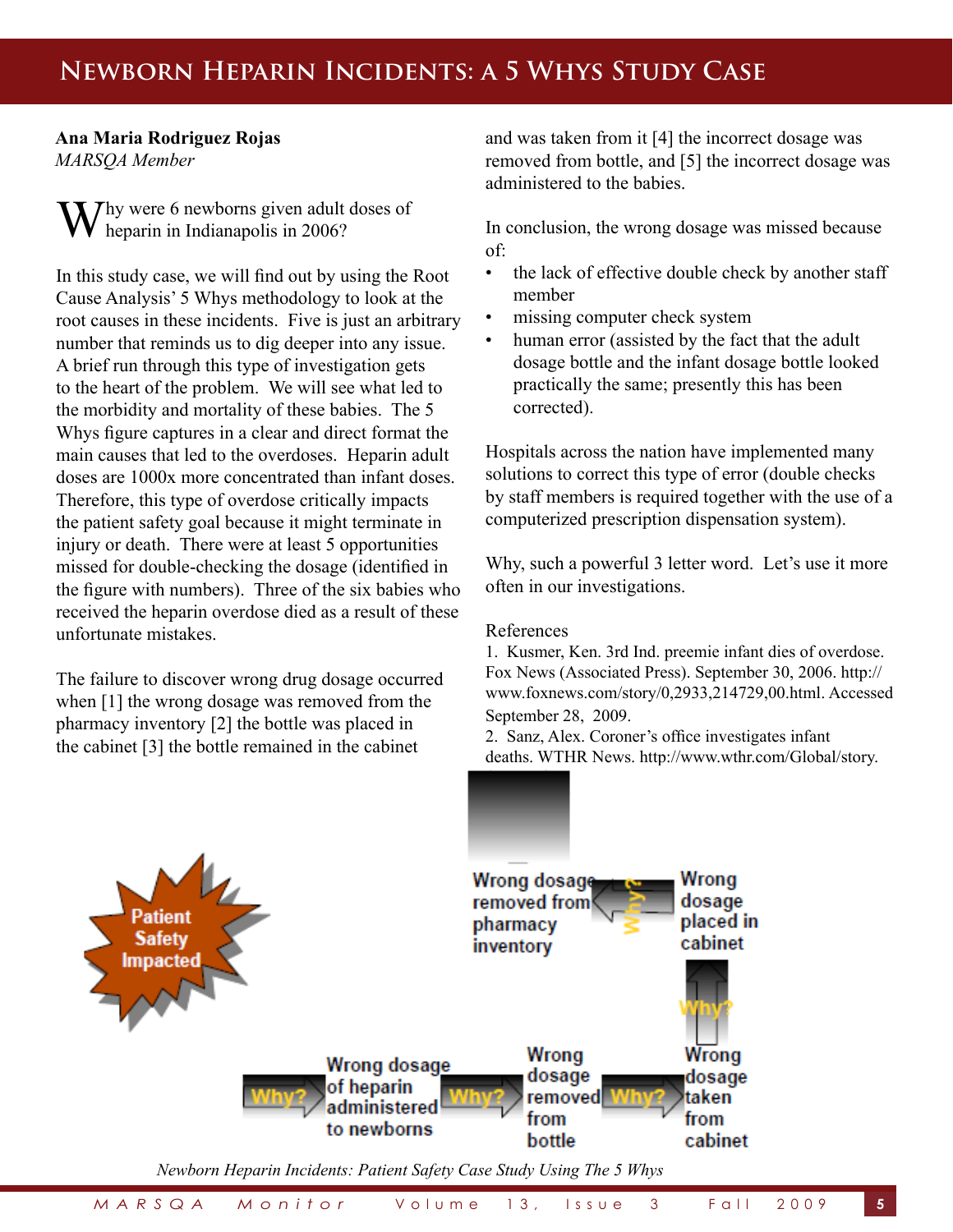# Newborn Heparin Incidents: A 5 Whys Study Case

**Ana Maria Rodriguez Rojas**
*MARSQA Member*

Why were 6 newborns given adult doses of heparin in Indianapolis in 2006?

In this study case, we will find out by using the Root Cause Analysis' 5 Whys methodology to look at the root causes in these incidents. Five is just an arbitrary number that reminds us to dig deeper into any issue. A brief run through this type of investigation gets to the heart of the problem. We will see what led to the morbidity and mortality of these babies. The 5 Whys figure captures in a clear and direct format the main causes that led to the overdoses. Heparin adult doses are 1000x more concentrated than infant doses. Therefore, this type of overdose critically impacts the patient safety goal because it might terminate in injury or death. There were at least 5 opportunities missed for double-checking the dosage (identified in the figure with numbers). Three of the six babies who received the heparin overdose died as a result of these unfortunate mistakes.

The failure to discover wrong drug dosage occurred when [1] the wrong dosage was removed from the pharmacy inventory [2] the bottle was placed in the cabinet [3] the bottle remained in the cabinet and was taken from it [4] the incorrect dosage was removed from bottle, and [5] the incorrect dosage was administered to the babies.

In conclusion, the wrong dosage was missed because of:

- the lack of effective double check by another staff member
- missing computer check system
- human error (assisted by the fact that the adult dosage bottle and the infant dosage bottle looked practically the same; presently this has been corrected).

Hospitals across the nation have implemented many solutions to correct this type of error (double checks by staff members is required together with the use of a computerized prescription dispensation system).

Why, such a powerful 3 letter word. Let's use it more often in our investigations.

References

1. Kusmer, Ken. 3rd Ind. preemie infant dies of overdose. Fox News (Associated Press). September 30, 2006. http://www.foxnews.com/story/0,2933,214729,00.html. Accessed September 28, 2009.
2. Sanz, Alex. Coroner's office investigates infant deaths. WTHR News. http://www.wthr.com/Global/story.

Patient Safety Impacted ← Why? ← Wrong dosage of heparin administered to newborns ← Why? ← Wrong dosage removed from bottle ← Why? ← Wrong dosage taken from cabinet ← Why? ← Wrong dosage placed in cabinet ← Why? ← Wrong dosage removed from pharmacy inventory

*Newborn Heparin Incidents: Patient Safety Case Study Using The 5 Whys*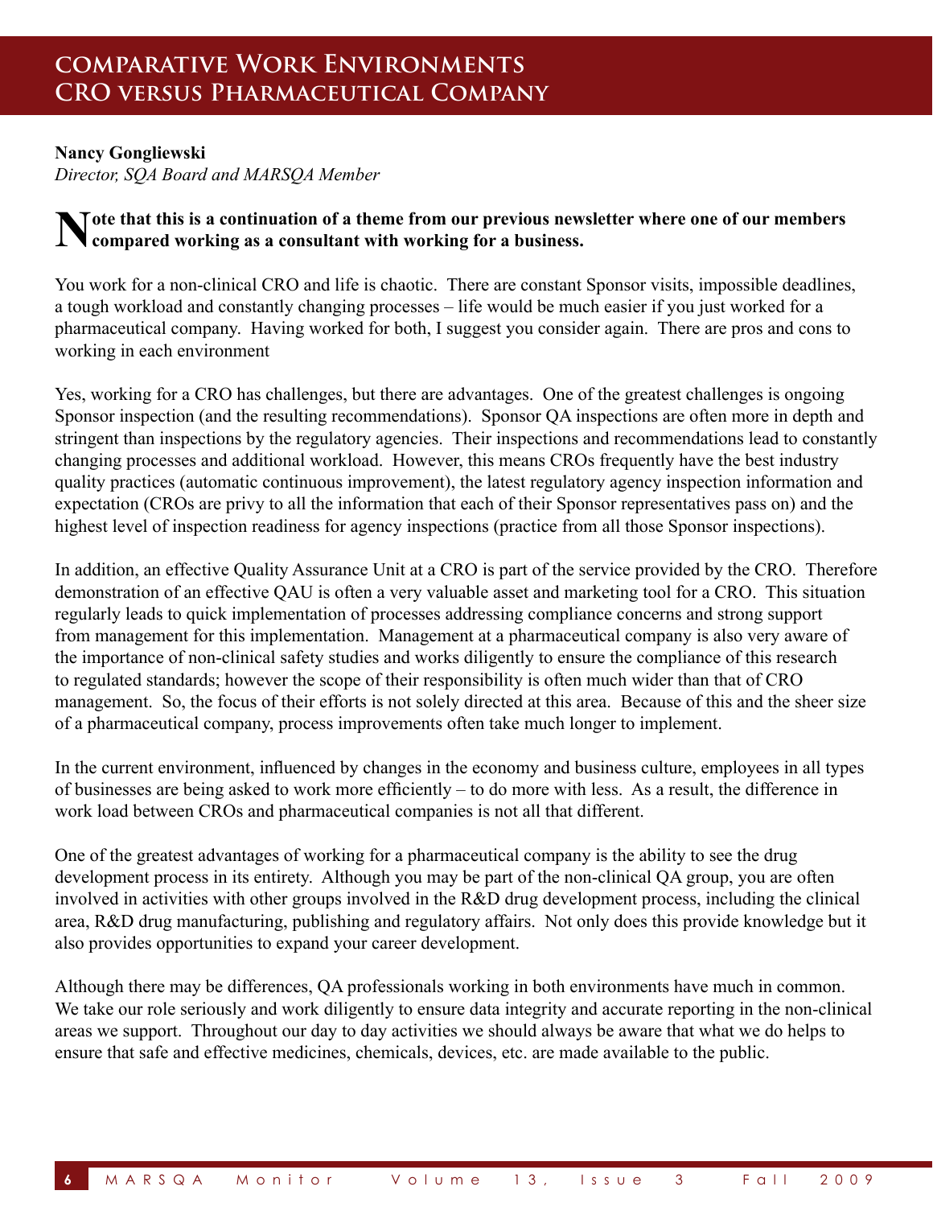# COMPARATIVE WORK ENVIRONMENTS CRO VERSUS PHARMACEUTICAL COMPANY

**Nancy Gongliewski**
*Director, SQA Board and MARSQA Member*

**Note that this is a continuation of a theme from our previous newsletter where one of our members compared working as a consultant with working for a business.**

You work for a non-clinical CRO and life is chaotic. There are constant Sponsor visits, impossible deadlines, a tough workload and constantly changing processes – life would be much easier if you just worked for a pharmaceutical company. Having worked for both, I suggest you consider again. There are pros and cons to working in each environment

Yes, working for a CRO has challenges, but there are advantages. One of the greatest challenges is ongoing Sponsor inspection (and the resulting recommendations). Sponsor QA inspections are often more in depth and stringent than inspections by the regulatory agencies. Their inspections and recommendations lead to constantly changing processes and additional workload. However, this means CROs frequently have the best industry quality practices (automatic continuous improvement), the latest regulatory agency inspection information and expectation (CROs are privy to all the information that each of their Sponsor representatives pass on) and the highest level of inspection readiness for agency inspections (practice from all those Sponsor inspections).

In addition, an effective Quality Assurance Unit at a CRO is part of the service provided by the CRO. Therefore demonstration of an effective QAU is often a very valuable asset and marketing tool for a CRO. This situation regularly leads to quick implementation of processes addressing compliance concerns and strong support from management for this implementation. Management at a pharmaceutical company is also very aware of the importance of non-clinical safety studies and works diligently to ensure the compliance of this research to regulated standards; however the scope of their responsibility is often much wider than that of CRO management. So, the focus of their efforts is not solely directed at this area. Because of this and the sheer size of a pharmaceutical company, process improvements often take much longer to implement.

In the current environment, influenced by changes in the economy and business culture, employees in all types of businesses are being asked to work more efficiently – to do more with less. As a result, the difference in work load between CROs and pharmaceutical companies is not all that different.

One of the greatest advantages of working for a pharmaceutical company is the ability to see the drug development process in its entirety. Although you may be part of the non-clinical QA group, you are often involved in activities with other groups involved in the R&D drug development process, including the clinical area, R&D drug manufacturing, publishing and regulatory affairs. Not only does this provide knowledge but it also provides opportunities to expand your career development.

Although there may be differences, QA professionals working in both environments have much in common. We take our role seriously and work diligently to ensure data integrity and accurate reporting in the non-clinical areas we support. Throughout our day to day activities we should always be aware that what we do helps to ensure that safe and effective medicines, chemicals, devices, etc. are made available to the public.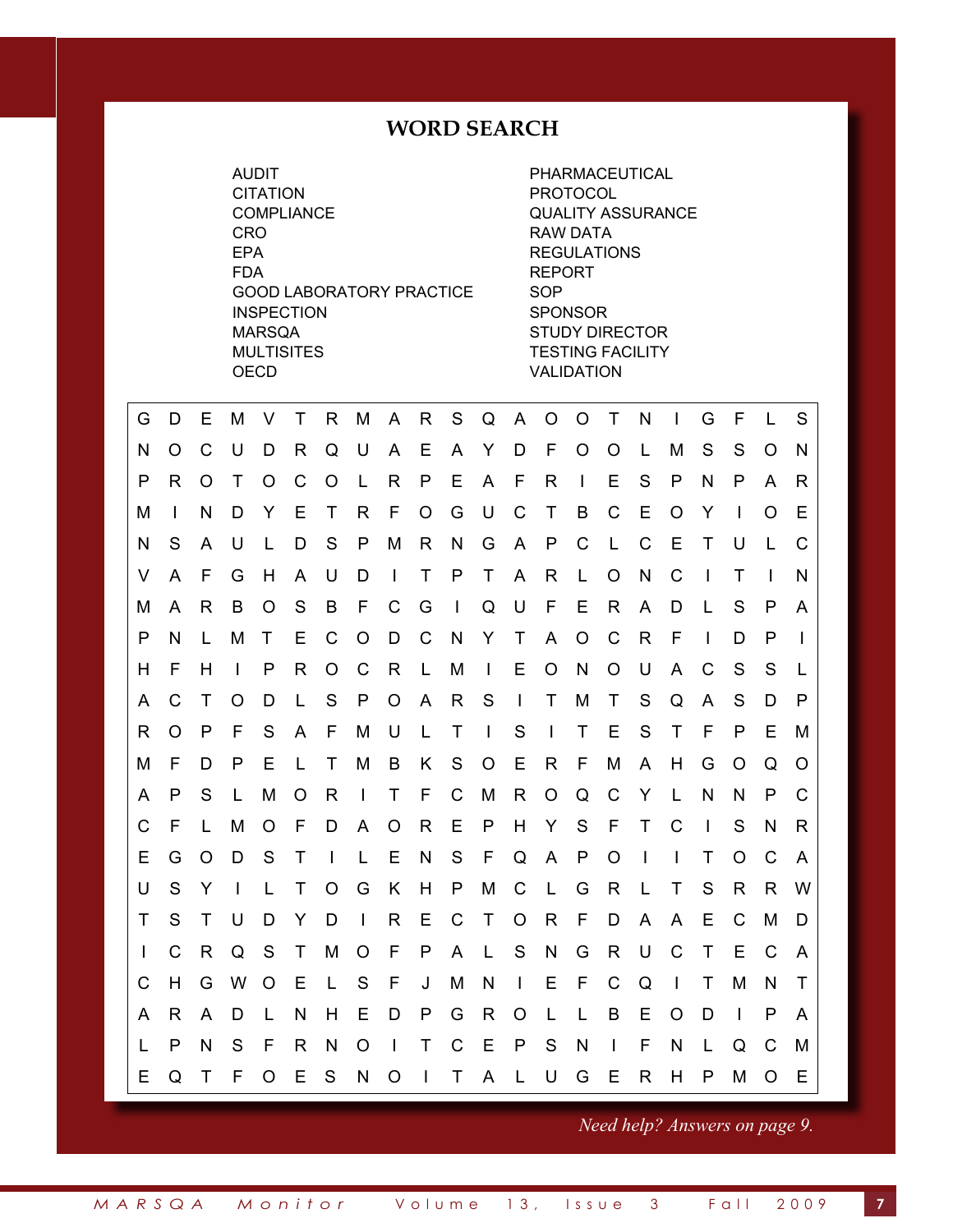# WORD SEARCH

AUDIT
CITATION
COMPLIANCE
CRO
EPA
FDA
GOOD LABORATORY PRACTICE
INSPECTION
MARSQA
MULTISITES
OECD
PHARMACEUTICAL
PROTOCOL
QUALITY ASSURANCE
RAW DATA
REGULATIONS
REPORT
SOP
SPONSOR
STUDY DIRECTOR
TESTING FACILITY
VALIDATION

```
G D E M V T R M A R S Q A O O T N I G F L S
N O C U D R Q U A E A Y D F O O L M S S O N
P R O T O C O L R P E A F R I E S P N P A R
M I N D Y E T R F O G U C T B C E O Y I O E
N S A U L D S P M R N G A P C L C E T U L C
V A F G H A U D I T P T A R L O N C I T I N
M A R B O S B F C G I Q U F E R A D L S P A
P N L M T E C O D C N Y T A O C R F I D P I
H F H I P R O C R L M I E O N O U A C S S L
A C T O D L S P O A R S I T M T S Q A S D P
R O P F S A F M U L T I S I T E S T F P E M
M F D P E L T M B K S O E R F M A H G O Q O
A P S L M O R I T F C M R O Q C Y L N N P C
C F L M O F D A O R E P H Y S F T C I S N R
E G O D S T I L E N S F Q A P O I I T O C A
U S Y I L T O G K H P M C L G R L T S R R W
T S T U D Y D I R E C T O R F D A A E C M D
I C R Q S T M O F P A L S N G R U C T E C A
C H G W O E L S F J M N I E F C Q I T M N T
A R A D L N H E D P G R O L L B E O D I P A
L P N S F R N O I T C E P S N I F N L Q C M
E Q T F O E S N O I T A L U G E R H P M O E
```

*Need help? Answers on page 9.*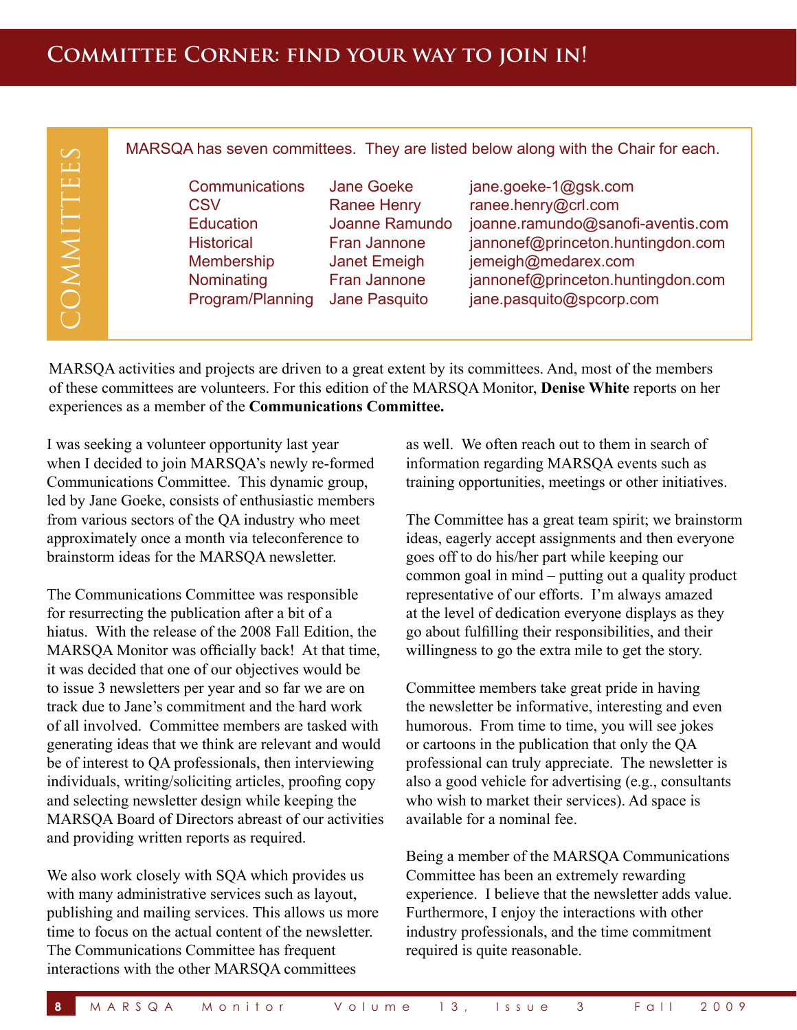# Committee Corner: find your way to join in!

## COMMITTEES

MARSQA has seven committees. They are listed below along with the Chair for each.

| Committee | Chair | Email |
|---|---|---|
| Communications | Jane Goeke | jane.goeke-1@gsk.com |
| CSV | Ranee Henry | ranee.henry@crl.com |
| Education | Joanne Ramundo | joanne.ramundo@sanofi-aventis.com |
| Historical | Fran Jannone | jannonef@princeton.huntingdon.com |
| Membership | Janet Emeigh | jemeigh@medarex.com |
| Nominating | Fran Jannone | jannonef@princeton.huntingdon.com |
| Program/Planning | Jane Pasquito | jane.pasquito@spcorp.com |

MARSQA activities and projects are driven to a great extent by its committees. And, most of the members of these committees are volunteers. For this edition of the MARSQA Monitor, **Denise White** reports on her experiences as a member of the **Communications Committee.**

I was seeking a volunteer opportunity last year when I decided to join MARSQA's newly re-formed Communications Committee. This dynamic group, led by Jane Goeke, consists of enthusiastic members from various sectors of the QA industry who meet approximately once a month via teleconference to brainstorm ideas for the MARSQA newsletter.

The Communications Committee was responsible for resurrecting the publication after a bit of a hiatus. With the release of the 2008 Fall Edition, the MARSQA Monitor was officially back! At that time, it was decided that one of our objectives would be to issue 3 newsletters per year and so far we are on track due to Jane's commitment and the hard work of all involved. Committee members are tasked with generating ideas that we think are relevant and would be of interest to QA professionals, then interviewing individuals, writing/soliciting articles, proofing copy and selecting newsletter design while keeping the MARSQA Board of Directors abreast of our activities and providing written reports as required.

We also work closely with SQA which provides us with many administrative services such as layout, publishing and mailing services. This allows us more time to focus on the actual content of the newsletter. The Communications Committee has frequent interactions with the other MARSQA committees as well. We often reach out to them in search of information regarding MARSQA events such as training opportunities, meetings or other initiatives.

The Committee has a great team spirit; we brainstorm ideas, eagerly accept assignments and then everyone goes off to do his/her part while keeping our common goal in mind – putting out a quality product representative of our efforts. I'm always amazed at the level of dedication everyone displays as they go about fulfilling their responsibilities, and their willingness to go the extra mile to get the story.

Committee members take great pride in having the newsletter be informative, interesting and even humorous. From time to time, you will see jokes or cartoons in the publication that only the QA professional can truly appreciate. The newsletter is also a good vehicle for advertising (e.g., consultants who wish to market their services). Ad space is available for a nominal fee.

Being a member of the MARSQA Communications Committee has been an extremely rewarding experience. I believe that the newsletter adds value. Furthermore, I enjoy the interactions with other industry professionals, and the time commitment required is quite reasonable.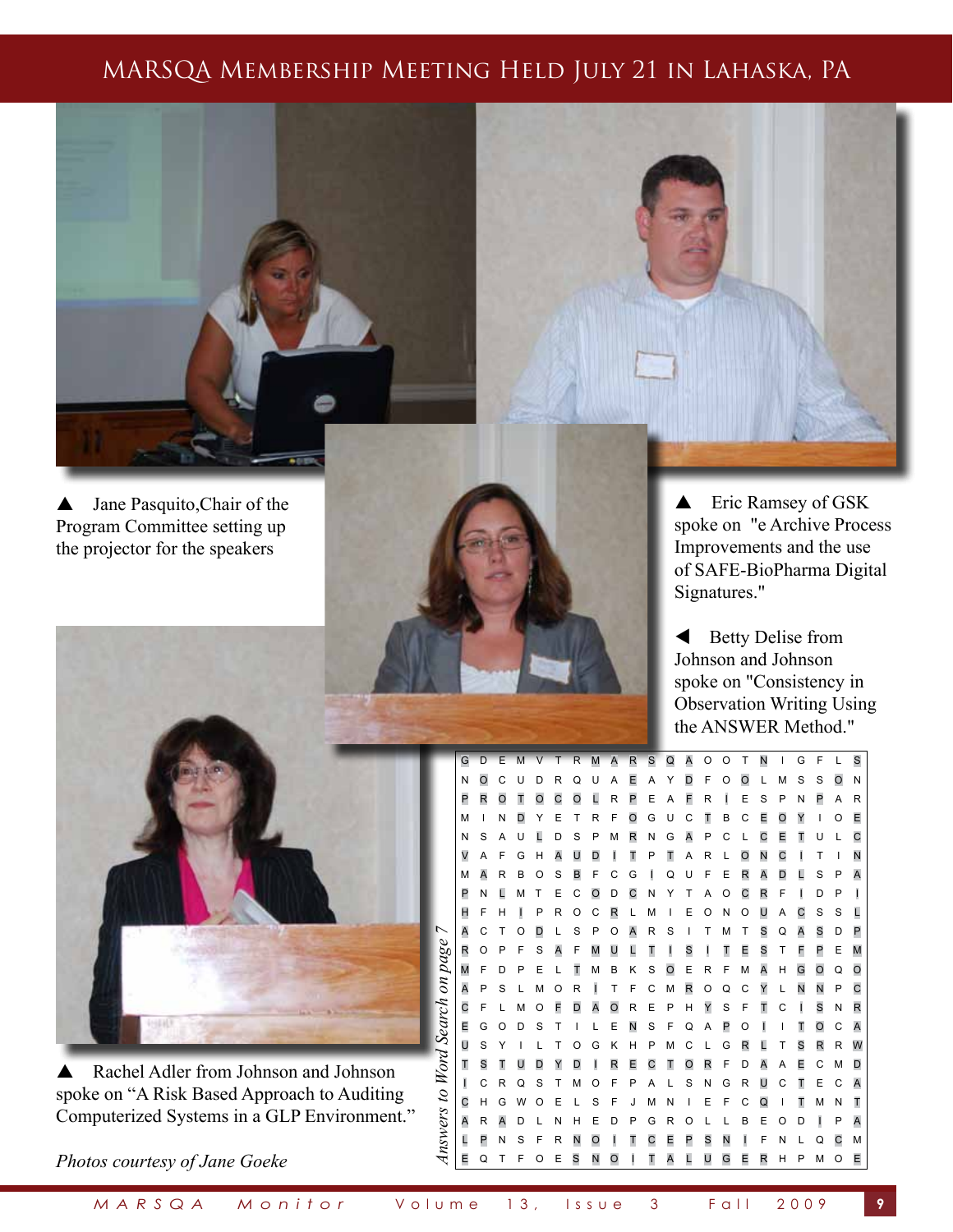# MARSQA Membership Meeting Held July 21 in Lahaska, PA

▲ Jane Pasquito, Chair of the Program Committee setting up the projector for the speakers

▲ Eric Ramsey of GSK spoke on "e Archive Process Improvements and the use of SAFE-BioPharma Digital Signatures."

◄ Betty Delise from Johnson and Johnson spoke on "Consistency in Observation Writing Using the ANSWER Method."

▲ Rachel Adler from Johnson and Johnson spoke on "A Risk Based Approach to Auditing Computerized Systems in a GLP Environment."

*Photos courtesy of Jane Goeke*

*Answers to Word Search on page 7*

```
G D E M V T R M A R S Q A O O T N I G F L S
N O C U D R Q U A E A Y D F O O L M S S O N
P R O T O C O L R P E A F R I E S P N P A R
M I N D Y E T R F O G U C T B C E O Y I O E
N S A U L D S P M R N G A P C L C E T U L C
V A F G H A U D I T P T A R L O N C I T I N
M A R B O S B F C G I Q U F E R A D L S P A
P N L M T E C O D C N Y T A O C R F I D P I
H F H I P R O C R L M I E O N O U A C S S L
A C T O D L S P O A R S I T M T S Q A S D P
R O P F S A F M U L T I S I T E S T F P E M
M F D P E L T M B K S O E R F M A H G O Q O
A P S L M O R I T F C M R O Q C Y L N N P C
C F L M O F D A O R E P H Y S F T C I S N R
E G O D S T I L E N S F Q A P O I I T O C A
U S Y I L T O G K H P M C L G R L T S R R W
T S T U D Y D I R E C T O R F D A A E C M D
I C R Q S T M O F P A L S N G R U C T E C A
C H G W O E L S F J M N I E F C Q I T M N T
A R A D L N H E D P G R O L L B E O D I P A
L P N S F R N O I T C E P S N I F N L Q C M
E Q T F O E S N O I T A L U G E R H P M O E
```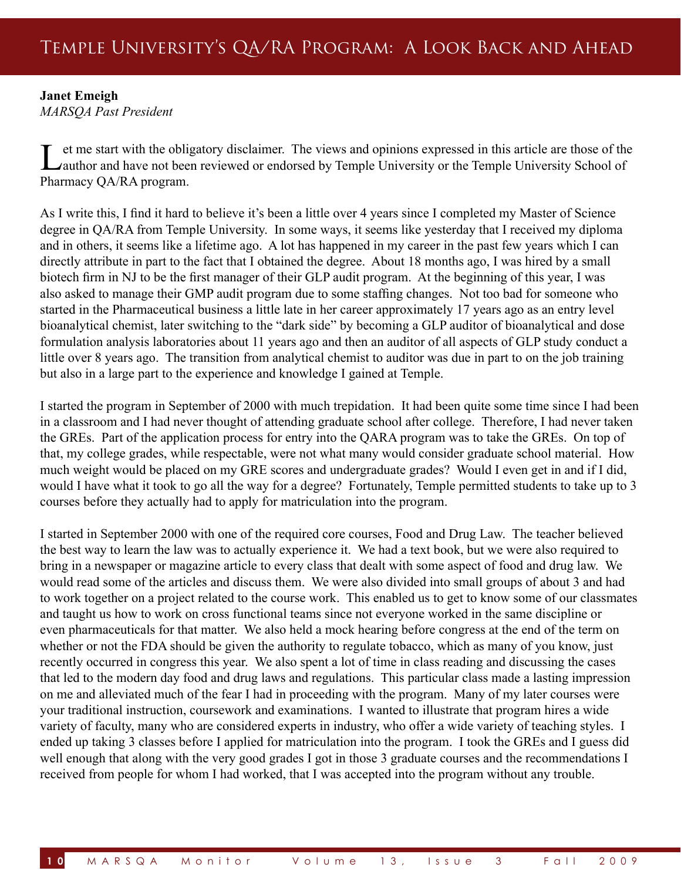# Temple University's QA/RA Program: A Look Back and Ahead

**Janet Emeigh**
*MARSQA Past President*

Let me start with the obligatory disclaimer. The views and opinions expressed in this article are those of the author and have not been reviewed or endorsed by Temple University or the Temple University School of Pharmacy QA/RA program.

As I write this, I find it hard to believe it's been a little over 4 years since I completed my Master of Science degree in QA/RA from Temple University. In some ways, it seems like yesterday that I received my diploma and in others, it seems like a lifetime ago. A lot has happened in my career in the past few years which I can directly attribute in part to the fact that I obtained the degree. About 18 months ago, I was hired by a small biotech firm in NJ to be the first manager of their GLP audit program. At the beginning of this year, I was also asked to manage their GMP audit program due to some staffing changes. Not too bad for someone who started in the Pharmaceutical business a little late in her career approximately 17 years ago as an entry level bioanalytical chemist, later switching to the "dark side" by becoming a GLP auditor of bioanalytical and dose formulation analysis laboratories about 11 years ago and then an auditor of all aspects of GLP study conduct a little over 8 years ago. The transition from analytical chemist to auditor was due in part to on the job training but also in a large part to the experience and knowledge I gained at Temple.

I started the program in September of 2000 with much trepidation. It had been quite some time since I had been in a classroom and I had never thought of attending graduate school after college. Therefore, I had never taken the GREs. Part of the application process for entry into the QARA program was to take the GREs. On top of that, my college grades, while respectable, were not what many would consider graduate school material. How much weight would be placed on my GRE scores and undergraduate grades? Would I even get in and if I did, would I have what it took to go all the way for a degree? Fortunately, Temple permitted students to take up to 3 courses before they actually had to apply for matriculation into the program.

I started in September 2000 with one of the required core courses, Food and Drug Law. The teacher believed the best way to learn the law was to actually experience it. We had a text book, but we were also required to bring in a newspaper or magazine article to every class that dealt with some aspect of food and drug law. We would read some of the articles and discuss them. We were also divided into small groups of about 3 and had to work together on a project related to the course work. This enabled us to get to know some of our classmates and taught us how to work on cross functional teams since not everyone worked in the same discipline or even pharmaceuticals for that matter. We also held a mock hearing before congress at the end of the term on whether or not the FDA should be given the authority to regulate tobacco, which as many of you know, just recently occurred in congress this year. We also spent a lot of time in class reading and discussing the cases that led to the modern day food and drug laws and regulations. This particular class made a lasting impression on me and alleviated much of the fear I had in proceeding with the program. Many of my later courses were your traditional instruction, coursework and examinations. I wanted to illustrate that program hires a wide variety of faculty, many who are considered experts in industry, who offer a wide variety of teaching styles. I ended up taking 3 classes before I applied for matriculation into the program. I took the GREs and I guess did well enough that along with the very good grades I got in those 3 graduate courses and the recommendations I received from people for whom I had worked, that I was accepted into the program without any trouble.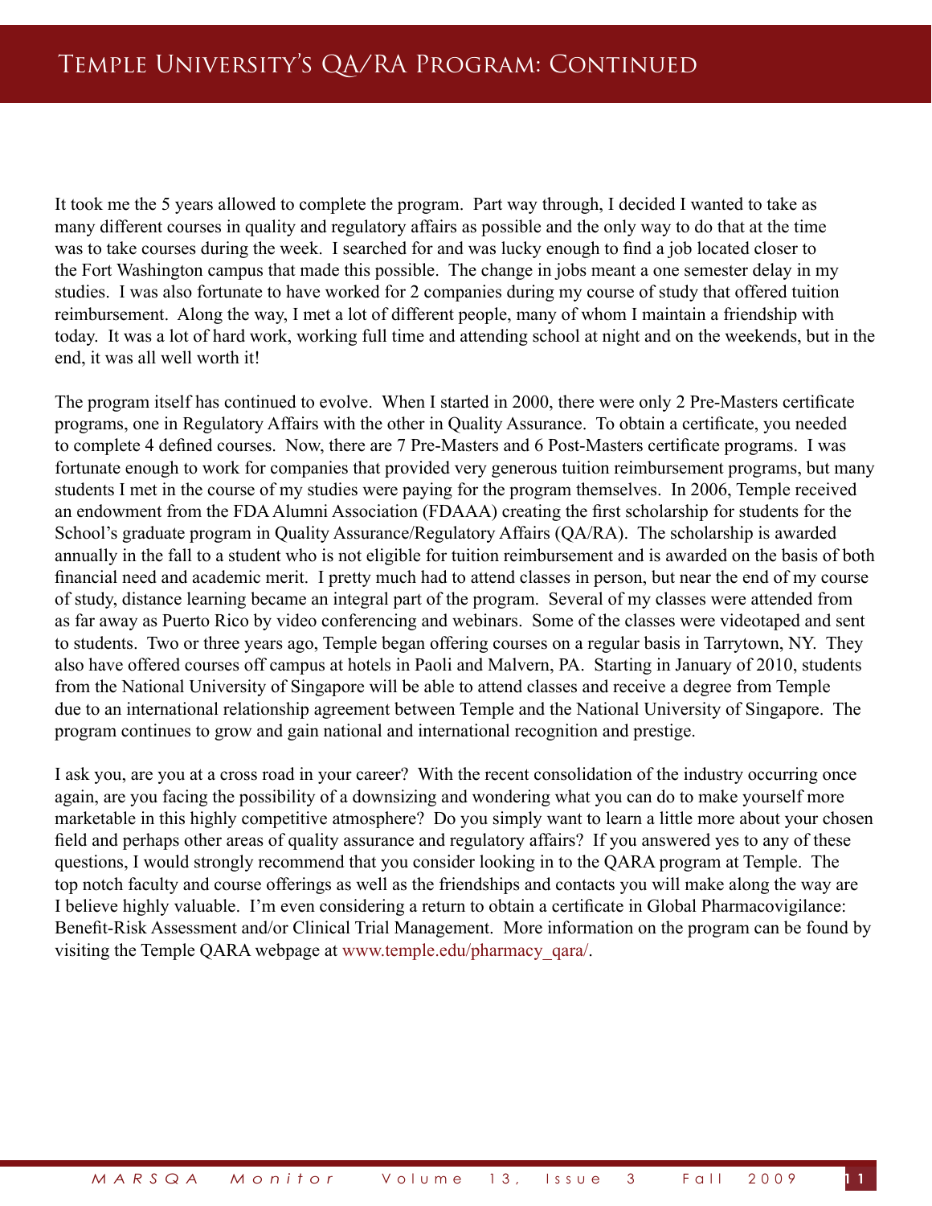# Temple University's QA/RA Program: Continued

It took me the 5 years allowed to complete the program. Part way through, I decided I wanted to take as many different courses in quality and regulatory affairs as possible and the only way to do that at the time was to take courses during the week. I searched for and was lucky enough to find a job located closer to the Fort Washington campus that made this possible. The change in jobs meant a one semester delay in my studies. I was also fortunate to have worked for 2 companies during my course of study that offered tuition reimbursement. Along the way, I met a lot of different people, many of whom I maintain a friendship with today. It was a lot of hard work, working full time and attending school at night and on the weekends, but in the end, it was all well worth it!

The program itself has continued to evolve. When I started in 2000, there were only 2 Pre-Masters certificate programs, one in Regulatory Affairs with the other in Quality Assurance. To obtain a certificate, you needed to complete 4 defined courses. Now, there are 7 Pre-Masters and 6 Post-Masters certificate programs. I was fortunate enough to work for companies that provided very generous tuition reimbursement programs, but many students I met in the course of my studies were paying for the program themselves. In 2006, Temple received an endowment from the FDA Alumni Association (FDAAA) creating the first scholarship for students for the School's graduate program in Quality Assurance/Regulatory Affairs (QA/RA). The scholarship is awarded annually in the fall to a student who is not eligible for tuition reimbursement and is awarded on the basis of both financial need and academic merit. I pretty much had to attend classes in person, but near the end of my course of study, distance learning became an integral part of the program. Several of my classes were attended from as far away as Puerto Rico by video conferencing and webinars. Some of the classes were videotaped and sent to students. Two or three years ago, Temple began offering courses on a regular basis in Tarrytown, NY. They also have offered courses off campus at hotels in Paoli and Malvern, PA. Starting in January of 2010, students from the National University of Singapore will be able to attend classes and receive a degree from Temple due to an international relationship agreement between Temple and the National University of Singapore. The program continues to grow and gain national and international recognition and prestige.

I ask you, are you at a cross road in your career? With the recent consolidation of the industry occurring once again, are you facing the possibility of a downsizing and wondering what you can do to make yourself more marketable in this highly competitive atmosphere? Do you simply want to learn a little more about your chosen field and perhaps other areas of quality assurance and regulatory affairs? If you answered yes to any of these questions, I would strongly recommend that you consider looking in to the QARA program at Temple. The top notch faculty and course offerings as well as the friendships and contacts you will make along the way are I believe highly valuable. I'm even considering a return to obtain a certificate in Global Pharmacovigilance: Benefit-Risk Assessment and/or Clinical Trial Management. More information on the program can be found by visiting the Temple QARA webpage at www.temple.edu/pharmacy_qara/.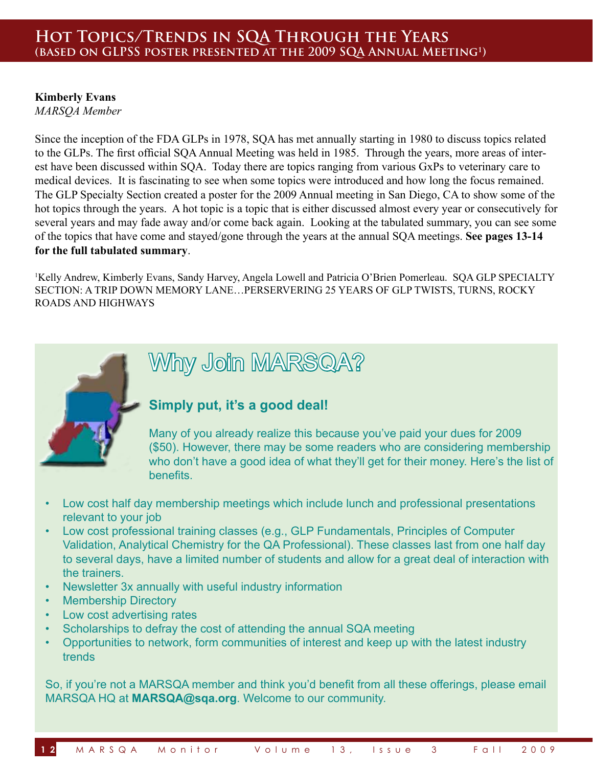# Hot Topics/Trends in SQA Through the Years

## (based on GLPSS poster presented at the 2009 SQA Annual Meeting[1])

**Kimberly Evans**
*MARSQA Member*

Since the inception of the FDA GLPs in 1978, SQA has met annually starting in 1980 to discuss topics related to the GLPs. The first official SQA Annual Meeting was held in 1985. Through the years, more areas of interest have been discussed within SQA. Today there are topics ranging from various GxPs to veterinary care to medical devices. It is fascinating to see when some topics were introduced and how long the focus remained. The GLP Specialty Section created a poster for the 2009 Annual meeting in San Diego, CA to show some of the hot topics through the years. A hot topic is a topic that is either discussed almost every year or consecutively for several years and may fade away and/or come back again. Looking at the tabulated summary, you can see some of the topics that have come and stayed/gone through the years at the annual SQA meetings. **See pages 13-14 for the full tabulated summary**.

[1]Kelly Andrew, Kimberly Evans, Sandy Harvey, Angela Lowell and Patricia O'Brien Pomerleau. SQA GLP SPECIALTY SECTION: A TRIP DOWN MEMORY LANE…PERSERVERING 25 YEARS OF GLP TWISTS, TURNS, ROCKY ROADS AND HIGHWAYS

## Why Join MARSQA?

### Simply put, it's a good deal!

Many of you already realize this because you've paid your dues for 2009 ($50). However, there may be some readers who are considering membership who don't have a good idea of what they'll get for their money. Here's the list of benefits.

- Low cost half day membership meetings which include lunch and professional presentations relevant to your job
- Low cost professional training classes (e.g., GLP Fundamentals, Principles of Computer Validation, Analytical Chemistry for the QA Professional). These classes last from one half day to several days, have a limited number of students and allow for a great deal of interaction with the trainers.
- Newsletter 3x annually with useful industry information
- Membership Directory
- Low cost advertising rates
- Scholarships to defray the cost of attending the annual SQA meeting
- Opportunities to network, form communities of interest and keep up with the latest industry trends

So, if you're not a MARSQA member and think you'd benefit from all these offerings, please email MARSQA HQ at **MARSQA@sqa.org**. Welcome to our community.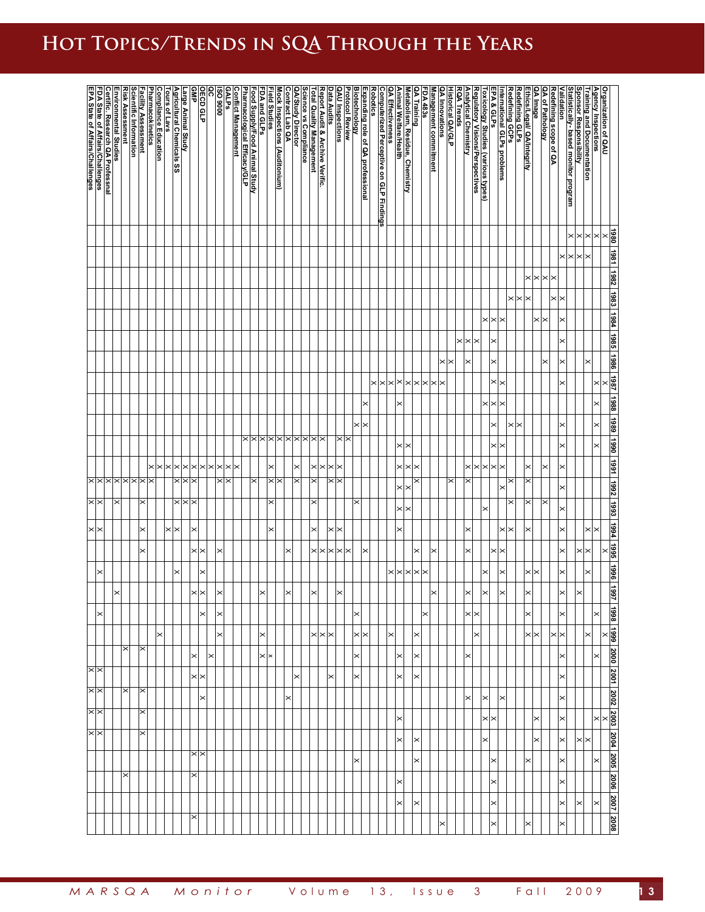# Hot Topics/Trends in SQA Through the Years

| | 1980 | 1981 | 1982 | 1983 | 1984 | 1985 | 1986 | 1987 | 1988 | 1989 | 1990 | 1991 | 1992 | 1993 | 1994 | 1995 | 1996 | 1997 | 1998 | 1999 | 2000 | 2001 | 2002 | 2003 | 2004 | 2005 | 2006 | 2007 | 2008 |
|---|---|---|---|---|---|---|---|---|---|---|---|---|---|---|---|---|---|---|---|---|---|---|---|---|---|---|---|---|---|
| Organization of QAU | X | | | | | | | X | | | | | | | | X | | | | X | | | | X | | | | | |
| Agency Inspections | X | X | | | | | | X | X | X | X | | | | X | | | | X | | X | | | X | | X | X | | |
| Training and Documentation | X | X | | | | | X | | | | | | | | X | X | X | | | X | | | | | | | | | |
| Sponsor Responsibility | X | X | | | | | | | | | | | | | | X | | X | | | | | | | X | | | X | |
| Statistically-based monitor program | X | X | | | | | | | | | | | | | | | | | | | | | | | X | | | | |
| Validation | | X | | X | X | X | X | X | | X | X | X | X | X | X | X | X | X | X | X | X | X | X | X | X | X | X | X | X |
| Redefining scope of QA | | | X | X | | | | | | | | | | | | | | | | X | | | | | | | | | |
| QA of Pathology | | | X | | X | | X | | | | | X | | X | | | | | | | | | | | | | | | |
| QA Image | | | X | | X | | | | | | | | | | | | X | | | X | | | | X | X | | | | |
| Ethics/Legal/QA/Integrity | | | X | X | | | | | | | | X | X | X | X | | X | X | X | X | | | | | | X | | | X |
| Redefining GLPs | | | X | X | | | | | | X | | | | | | | | | | | | | | | | | | | |
| Redefining GCPs | | | | X | | | | | | X | | | X | X | X | | | | | | | | | | | | | | |
| International GLPs problems | | | | | X | | | X | X | | X | X | X | | X | X | | | | | | | X | | | | | | |
| EPA & GLPs | | | | | X | X | X | X | X | X | X | X | | | | X | X | X | | | | | | X | | X | X | X | X |
| Toxicology Studies (various types) | | | | | X | | | | X | | | X | | X | | | X | X | | | | | X | X | X | | | | |
| Regulatory Visions/Perspectives | | | | | | X | | | | | | X | | | | | | | X | X | | | | | | | | | |
| Analytical Chemistry | | | | | | X | X | | | | | X | X | | X | X | | X | X | | X | | X | | | | | | |
| RQA Trends | | | | | | X | | | | | | | | | | | | | | | | | | | | | | | |
| Historical QA/GLP | | | | | | | X | | | | | | X | | | | | | | | | | | | | | | | |
| QA Innovations | | | | | | | X | X | | | | | | | | | | | | | | | | | | | | | X |
| Management commitment | | | | | | | | X | | | | | | | | X | | X | | | | | | | | | | | |
| FDA 483s | | | | | | | | X | | | | | | | | | X | | X | | | | | | | | | | |
| QA Training | | | | | | | | X | | | | X | X | | | X | X | | | X | X | X | | | X | X | | X | |
| Metabolism, Residue, Chemistry | | | | | | | | X | | | X | X | X | X | | | X | | | | | | | | | | | | |
| Animal Welfare/Health | | | | | | | | X | X | | X | X | X | X | X | | X | | | | X | X | | X | X | | X | X | |
| QA Effectiveness | | | | | | | | X | | | | | | | | | X | | | X | | | | | | | | | |
| Computerized Perceptive on GLP Findings | | | | | | | | X | | | | | | | | | | | | | | | | | | | | | |
| Robotics | | | | | | | | X | | | | | | | | | | | | | | | | | | | | | |
| Expanding role of QA professional | | | | | | | | | X | X | | | | | | X | | | | X | | | | | | | | | |
| Biotechnology | | | | | | | | | | X | | | | X | | | | | X | X | X | X | | | | X | | | |
| Protocol Review | | | | | | | | | | | X | | | | | X | | | | | | | | | | | | | |
| QAU Inspections | | | | | | | | | | | X | X | X | | X | X | | X | | | | | | | | | | | |
| Data Audits | | | | | | | | | | | | X | X | | X | X | | | | X | | X | | | | | | | |
| Report Audit & Archive Verific. | | | | | | | | | | | X | X | X | X | X | X | | X | | X | | | | | | | | | |
| Total Quality Management | | | | | | | | | | | X | X | | | | X | | | | X | | | | | | | | | |
| Science vs Compliance | | | | | | | | | | | X | | | | | | | | | | | | | | | | | | |
| QA/Study Director | | | | | | | | | | | X | X | X | | | | | | | | | X | | | | | | | |
| Contract Lab QA | | | | | | | | | | | X | | | | | X | | X | | | | | X | | | | | | |
| Mock Inspections (Auditonium) | | | | | | | | | | | X | | X | | | | | | | | | | | | | | | | |
| Field Studies | | | | | | | | | | | X | X | X | X | X | | | X | | X | X | | | | | | | | |
| FDA and GLPs | | | | | | | | | | | X | | | | | | | | | | X | | | | | | | | |
| Food Supply/Food Animal Study | | | | | | | | | | | X | | X | | | | | | | | | | | | | | | | |
| Pharmacological Efficacy/GLP | | | | | | | | | | | X | | | | | | | | | | | | | | | | | | |
| Conflict Management | | | | | | | | | | | | X | | | | | | | | | | | | | | | | | |
| GALPs | | | | | | | | | | | | X | X | | | | | | | | | | | | | | | | |
| ISO 9000 | | | | | | | | | | | | X | X | | | X | | X | X | X | | | | | | | | | |
| QC | | | | | | | | | | | | X | | | | | | | | | X | | | | | | | | |
| OECD GLP | | | | | | | | | | | | X | | | | X | X | X | X | | | X | X | | | X | | | |
| GMP | | | | | | | | | | | | X | X | X | X | X | | X | | | X | X | | | | X | X | | X |
| Large Animal Study | | | | | | | | | | | | X | X | X | | | X | | | | | | | | | | | | |
| Agricultural Chemicals SS | | | | | | | | | | | | X | X | X | X | | | | | | | | | | | | | | |
| Tours of Labs | | | | | | | | | | | | X | | | X | | | | | | | | | | | | | | |
| Compliance Education | | | | | | | | | | | | X | | | | | | | | X | | | | | | | | | |
| Pharmacokinetics | | | | | | | | | | | | X | X | | | | | | | | | | | | | | | | |
| Facility Assessment | | | | | | | | | | | | | X | X | X | X | | | | | X | | X | X | X | | | | |
| Scientific Information | | | | | | | | | | | | | X | | | | | | | | | | | | | | | | |
| Risk Assessment | | | | | | | | | | | | | X | X | | | | | | | X | | X | | | | X | | |
| Environmental Studies | | | | | | | | | | | | | X | | | | | X | | | | | | | | | | | |
| Certific. Research QA Professional | | | | | | | | | | | | | X | | | | X | | X | | | | | | | | | | |
| FDA State of Affairs/Challenges | | | | | | | | | | | | | X | X | X | | | | | | | X | X | X | X | | | | |
| EPA State of Affairs/Challenges | | | | | | | | | | | | | X | X | X | | | | | | | X | X | X | X | | | | |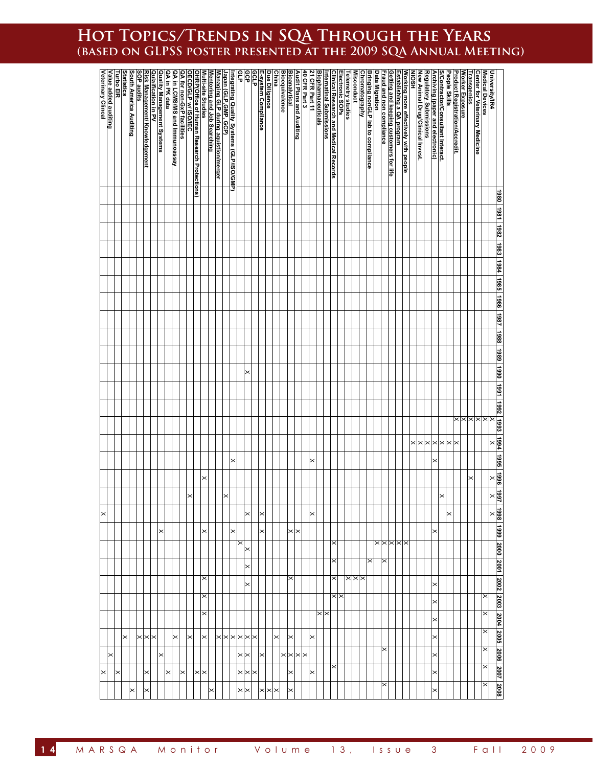# Hot Topics/Trends in SQA Through the Years

## (based on GLPSS poster presented at the 2009 SQA Annual Meeting)

| | 1980 | 1981 | 1982 | 1983 | 1984 | 1985 | 1986 | 1987 | 1988 | 1989 | 1990 | 1991 | 1992 | 1993 | 1994 | 1995 | 1996 | 1997 | 1998 | 1999 | 2000 | 2001 | 2002 | 2003 | 2004 | 2005 | 2006 | 2007 | 2008 |
|---|---|---|---|---|---|---|---|---|---|---|---|---|---|---|---|---|---|---|---|---|---|---|---|---|---|---|---|---|---|
| University/IR4 | | | | | | | | | | | | | | x | x | | x | x | x | | | | | | | | | | |
| Medical Devices | | | | | | | | | | | | | | x | | | | | | | | | | x | x | x | x | x | x |
| Center for Veterinary Medicine | | | | | | | | | | | | | | x | | | | | | | | | | | | | | | |
| Transgenics | | | | | | | | | | | | | | x | | | x | | | | | | | | | | | | |
| Worker Exposure | | | | | | | | | | | | | | x | | | | | | | | | | | | | | | |
| Product Registration/Accredit. | | | | | | | | | | | | | | x | x | | | | | | | | | | | | | | |
| People Skills | | | | | | | | | | | | | | | x | | | | x | | | | | | | | | | |
| S/Contractor/Consultant Interact. | | | | | | | | | | | | | | | x | | | x | | | | | | | | | | | |
| Archiving (paper and electronic) | | | | | | | | | | | | | | | x | x | | | | x | | | x | x | x | x | x | x | x |
| Regulatory Submissions | | | | | | | | | | | | | | | x | | | | | | | | | | | | | | |
| New Animal Drug/Clinical Invest. | | | | | | | | | | | | | | | x | | | | | | | | | | | | | | |
| NIOSH | | | | | | | | | | | | | | | x | | | | | | | | | | | | | | |
| Working more effectively with people | | | | | | | | | | | | | | | | | | | | | x | | | | | | | | |
| Establishing a QA program | | | | | | | | | | | | | | | | | | | | | x | | | | | | | | |
| Getting and keeping customers for life | | | | | | | | | | | | | | | | | | | | | x | | | | | | | | |
| Fraud and non compliance | | | | | | | | | | | | | | | | | | | | | x | x | | | | | x | | x |
| Data Migration | | | | | | | | | | | | | | | | | | | | | x | | | | | | | | |
| Bringing nonGLP lab to compliance | | | | | | | | | | | | | | | | | | | | | | x | | | | | | | |
| Chromatography | | | | | | | | | | | | | | | | | | | | | | | x | | | | | | |
| Misconduct | | | | | | | | | | | | | | | | | | | | | | | x | | | | | | |
| Telemetry studies | | | | | | | | | | | | | | | | | | | | | | | x | | | | | | |
| Electronic SOPs | | | | | | | | | | | | | | | | | | | | | | | | x | | | | | |
| Clinical Research and Medical Records | | | | | | | | | | | | | | | | | | | | | x | x | x | x | | | | x | |
| Internatinal Submissions | | | | | | | | | | | | | | | | | | | | | | | | | x | | | | |
| Biopharmaceuticals | | | | | | | | | | | | | | | | | | | | | | | | | x | | | | |
| 21 CFR Part 11 | | | | | | | | | | | | | | | | x | | | x | | | | | | | x | | x | |
| 40 CFR Part 3 | | | | | | | | | | | | | | | | | | | | | | | | | | | x | | |
| Audit Plans and Auditing | | | | | | | | | | | | | | | | | | | | x | | | | | | | x | | |
| Bioanalytical | | | | | | | | | | | | | | | | | | | | x | | | x | | | x | x | x | x |
| Bioequivalence | | | | | | | | | | | | | | | | | | | | | | | | | | | x | | |
| China | | | | | | | | | | | | | | | | | | | | | | | | | | x | | | x |
| Due Diligence | | | | | | | | | | | | | | | | | | | | | | | | | | | | | x |
| E-system Compliance | | | | | | | | | | | | | | | | | | | x | x | | | | | | | x | | x |
| GCLP | | | | | | | | | | | | | | | | | | | | | | | | | | x | | x | |
| GCP | | | | | | | | | | | x | | | | | | | | x | | x | x | x | | | x | x | x | x |
| GLP | | | | | | | | | | | | | | | | | | | | | x | | | | | x | x | x | x |
| Integrating Quality Systems (GLP/ISO/GMP) | | | | | | | | | | | | | | | | x | | | | x | | | | | | x | | | |
| Japan (GLP, GMP, GCP) | | | | | | | | | | | | | | | | | | x | | | | | | | | x | | | |
| Managing GLP during aquistion/merger | | | | | | | | | | | | | | | | | | | | | | | | | | x | | | |
| Mentoring and Job Searching | | | | | | | | | | | | | | | | | | | | | | | | | | | | | x |
| Multi-site Studies | | | | | | | | | | | | | | | | | x | | | x | | | x | x | x | x | | x | |
| OHRP(Office of Human Research Protections) | | | | | | | | | | | | | | | | | | | | | | | | | | | | x | |
| OECD/GLP w/ ISO/IEC | | | | | | | | | | | | | | | | | | x | | | | | | | | x | | | |
| QA for non-GxP facilities | | | | | | | | | | | | | | | | | | | | | | | | | | | | x | |
| QA in LC/MS/MS and Immunoassay | | | | | | | | | | | | | | | | | | | | | | | | | | x | | | |
| QA in PK data | | | | | | | | | | | | | | | | | | | | | | | | | | | | x | |
| Quality Management Systems | | | | | | | | | | | | | | | | | | | | x | | | | | | | x | | |
| Qualification in PV | | | | | | | | | | | | | | | | | | | | | | | | | | x | | | |
| Risk Management/ Knowledgement | | | | | | | | | | | | | | | | | | | | | | | | | | x | | x | x |
| SOP audits | | | | | | | | | | | | | | | | | | | | | | | | | | x | | | |
| South America Auditing | | | | | | | | | | | | | | | | | | | | | | | | | | | | | x |
| Statistics | | | | | | | | | | | | | | | | | | | | | | | | | | x | | | |
| Turbo EIR | | | | | | | | | | | | | | | | | | | | | | | | | | | | x | |
| Value added auditing | | | | | | | | | | | | | | | | | | | | | | | | | | | x | | |
| Veterinary Clincal | | | | | | | | | | | | | | | | | | | x | | | | | | | | | x | |